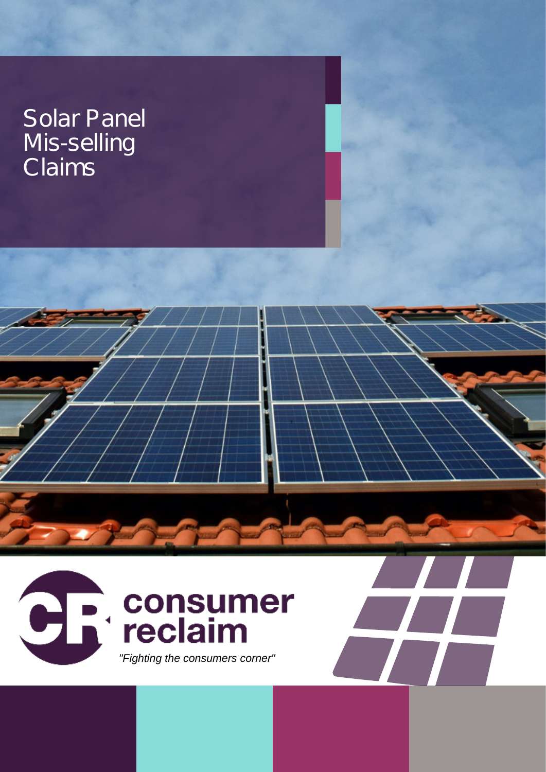# Solar Panel Mis-selling Claims

consumer reclaim

*"Fighting the consumers corner"*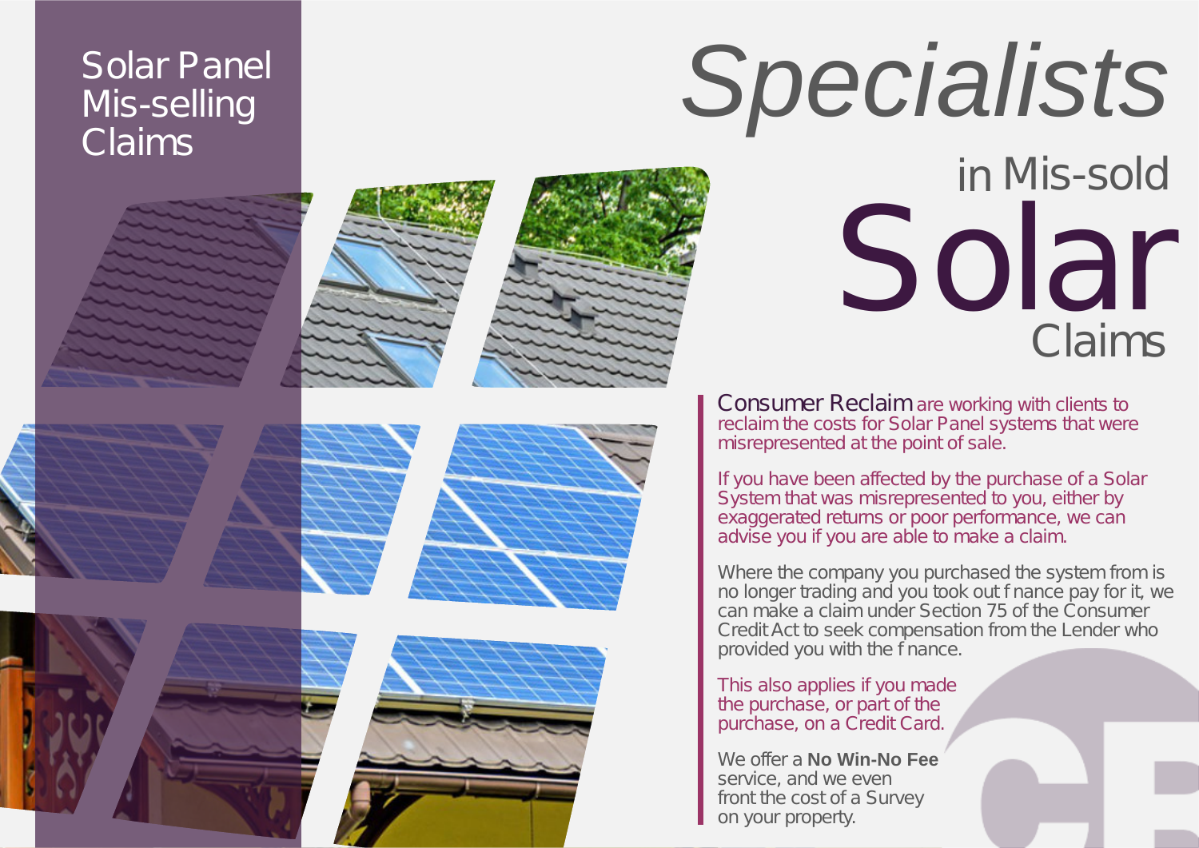Solar Panel Mis-selling Claims

# *Specialists* in Mis-sold Solar Claims

Consumer Reclaim are working with clients to reclaim the costs for Solar Panel systems that were misrepresented at the point of sale.

If you have been affected by the purchase of a Solar System that was misrepresented to you, either by exaggerated returns or poor performance, we can advise you if you are able to make a claim.

Where the company you purchased the system from is no longer trading and you took out f nance pay for it, we can make a claim under Section 75 of the Consumer Credit Act to seek compensation from the Lender who provided you with the f nance.

This also applies if you made the purchase, or part of the purchase, on a Credit Card.

We offer a **No Win-No Fee** service, and we even front the cost of a Survey on your property.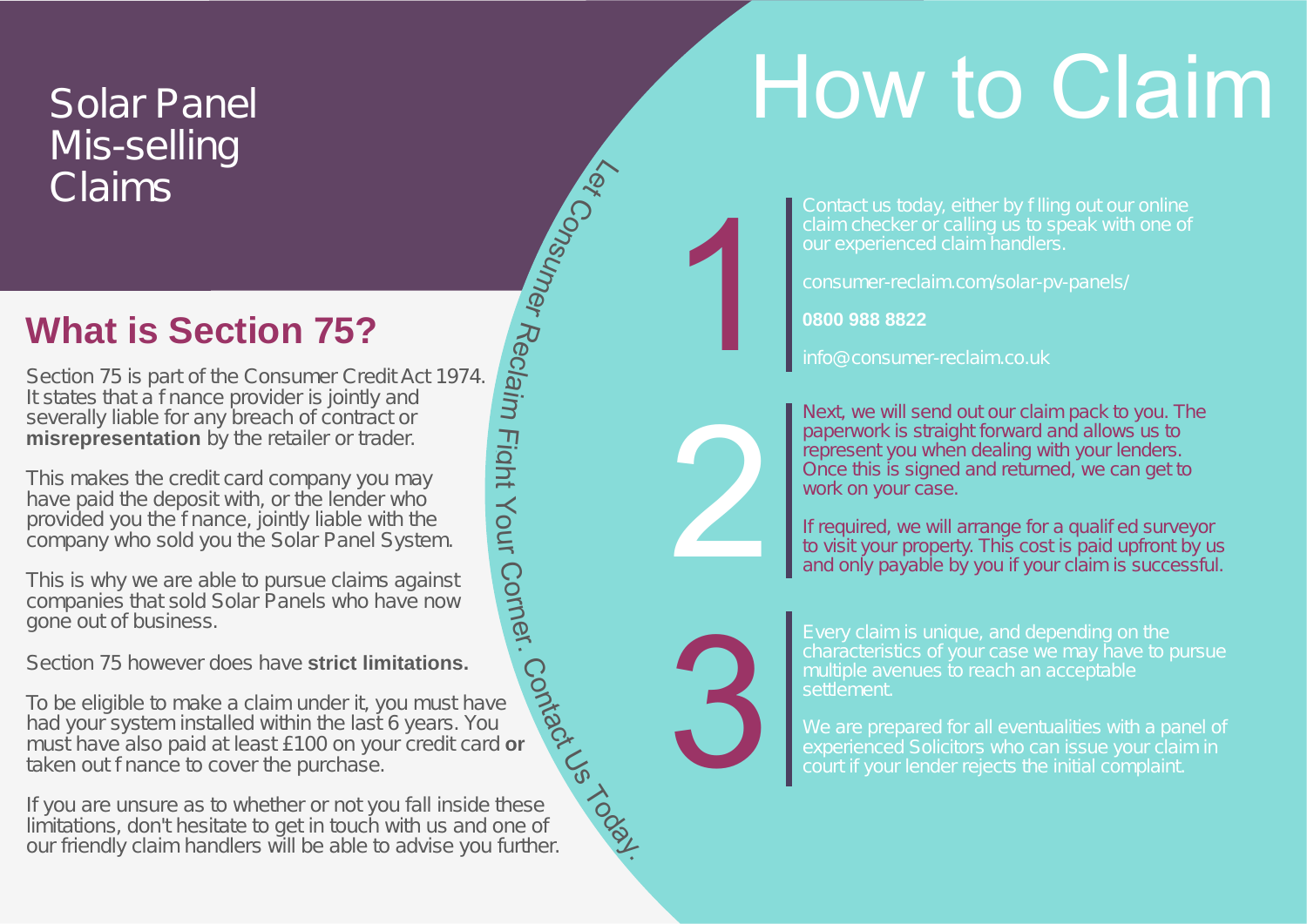# Solar Panel Mis-selling Claims

## What is Section 75?

Section 75 is part of the Consumer Credit Act 1974. It states that a finance provider is jointly and severally liable for any breach of contract or **misrepresentation** by the retailer or trader.

This makes the credit card company you may have paid the deposit with, or the lender who provided you the finance, jointly liable with the company who sold you the Solar Panel System.

This is why we are able to pursue claims against companies that sold Solar Panels who have now gone out of business.

Section 75 however does have **strict limitations.**

To be eligible to make a claim under it, you must have had your system installed within the last 6 years. You must have also paid at least £100 on your credit card **or** taken out finance to cover the purchase.

If you are unsure as to whether or not you fall inside these limitations, don't hesitate to get in touch with us and one of our friendly claim handlers will be able to advise you further.

Let Consumer Reclaim Fight Your Corner. Contact Us Today.

# How to Claim

## 1

Contact us today, either by filling out our online claim checker or calling us to speak with one of our experienced claim handlers.

consumer-reclaim.com/solar-pv-panels/

**0800 988 8822**

info@consumer-reclaim.co.uk

## 2

Next, we will send out our claim pack to you. The paperwork is straight forward and allows us to represent you when dealing with your lenders. Once this is signed and returned, we can get to work on your case.

If required, we will arrange for a qualified surveyor to visit your property. This cost is paid upfront by us and only payable by you if your claim is successful.

## 3

Every claim is unique, and depending on the characteristics of your case we may have to pursue multiple avenues to reach an acceptable settlement.

We are prepared for all eventualities with a panel of experienced Solicitors who can issue your claim in court if your lender rejects the initial complaint.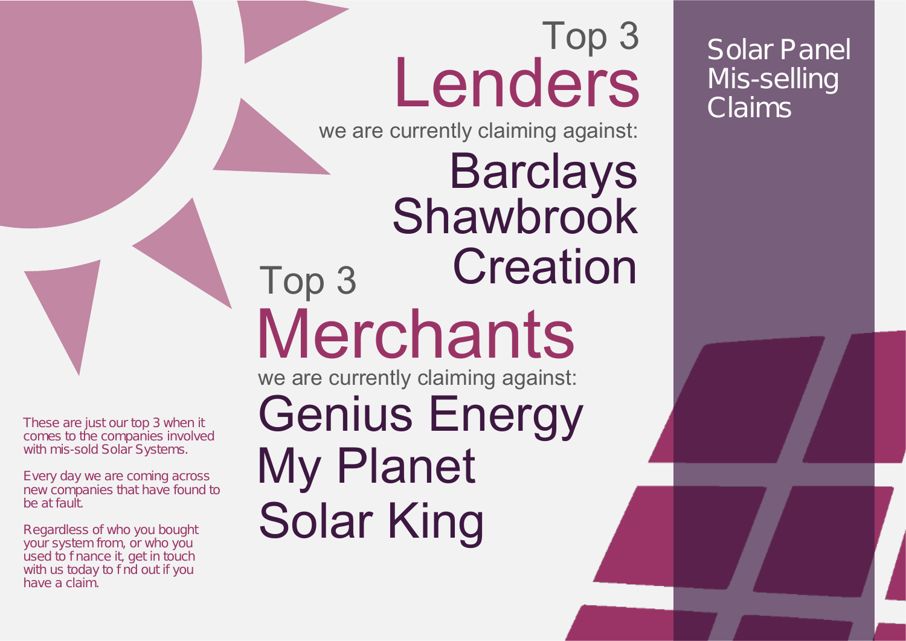# Solar Panel Mis-selling Claims

## Top 3 Lenders

we are currently claiming against:

- Barclays
- Shawbrook
- Creation

## Top 3 Merchants

we are currently claiming against:

- Genius Energy
- My Planet
- Solar King

These are just our top 3 when it comes to the companies involved with mis-sold Solar Systems.

Every day we are coming across new companies that have found to be at fault.

Regardless of who you bought your system from, or who you used to f nance it, get in touch with us today to f nd out if you have a claim.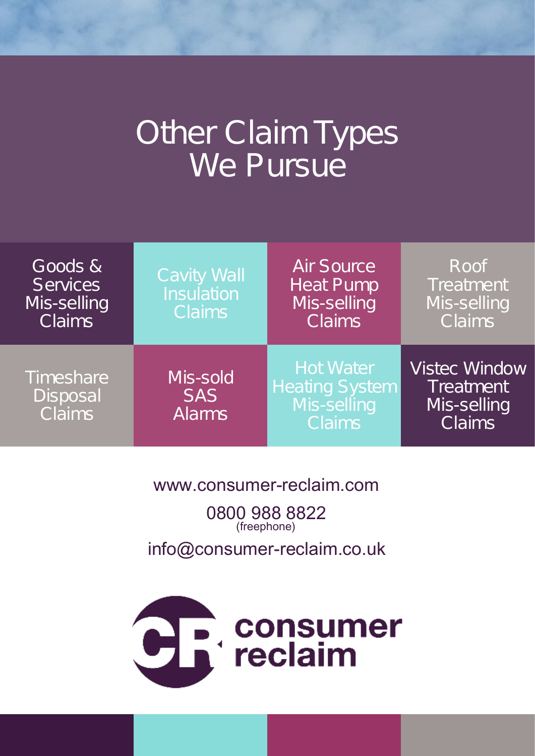# Other Claim Types We Pursue

| | | | |
|---|---|---|---|
| Goods & Services Mis-selling Claims | Cavity Wall Insulation Claims | Air Source Heat Pump Mis-selling Claims | Roof Treatment Mis-selling Claims |
| Timeshare Disposal Claims | Mis-sold SAS Alarms | Hot Water Heating System Mis-selling Claims | Vistec Window Treatment Mis-selling Claims |

www.consumer-reclaim.com

0800 988 8822
(freephone)

info@consumer-reclaim.co.uk

consumer reclaim